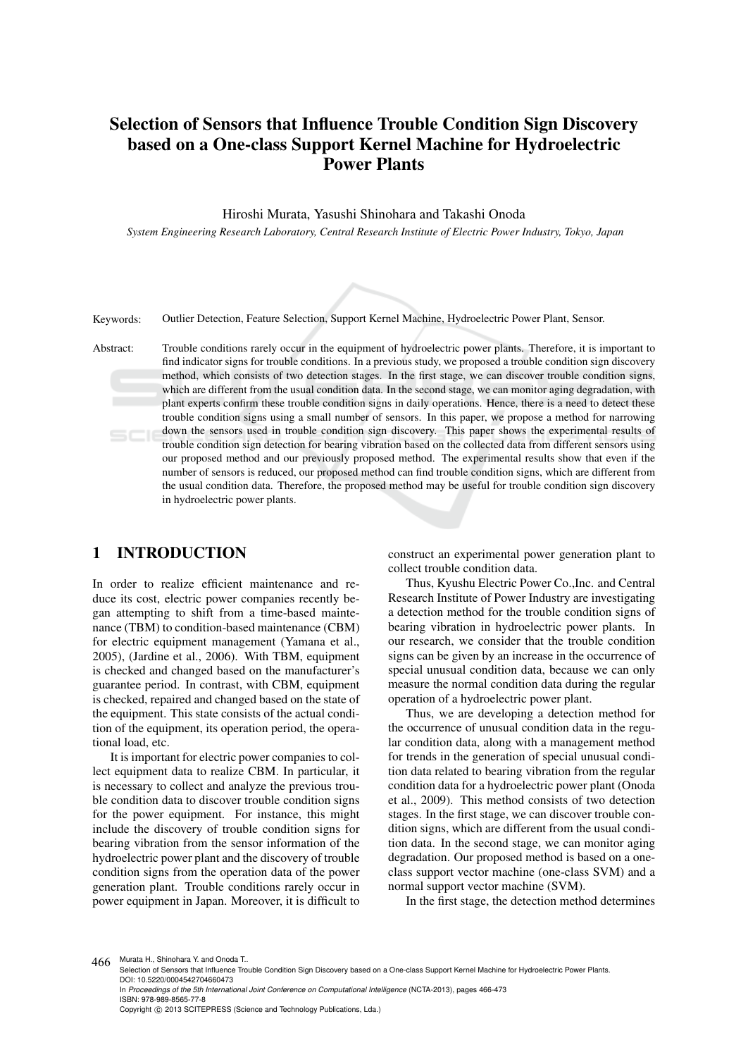# Selection of Sensors that Influence Trouble Condition Sign Discovery based on a One-class Support Kernel Machine for Hydroelectric Power Plants

Hiroshi Murata, Yasushi Shinohara and Takashi Onoda

*System Engineering Research Laboratory, Central Research Institute of Electric Power Industry, Tokyo, Japan*

Keywords: Outlier Detection, Feature Selection, Support Kernel Machine, Hydroelectric Power Plant, Sensor.

Abstract: Trouble conditions rarely occur in the equipment of hydroelectric power plants. Therefore, it is important to find indicator signs for trouble conditions. In a previous study, we proposed a trouble condition sign discovery method, which consists of two detection stages. In the first stage, we can discover trouble condition signs, which are different from the usual condition data. In the second stage, we can monitor aging degradation, with plant experts confirm these trouble condition signs in daily operations. Hence, there is a need to detect these trouble condition signs using a small number of sensors. In this paper, we propose a method for narrowing down the sensors used in trouble condition sign discovery. This paper shows the experimental results of trouble condition sign detection for bearing vibration based on the collected data from different sensors using our proposed method and our previously proposed method. The experimental results show that even if the number of sensors is reduced, our proposed method can find trouble condition signs, which are different from the usual condition data. Therefore, the proposed method may be useful for trouble condition sign discovery in hydroelectric power plants.

## 1 INTRODUCTION

In order to realize efficient maintenance and reduce its cost, electric power companies recently began attempting to shift from a time-based maintenance (TBM) to condition-based maintenance (CBM) for electric equipment management (Yamana et al., 2005), (Jardine et al., 2006). With TBM, equipment is checked and changed based on the manufacturer's guarantee period. In contrast, with CBM, equipment is checked, repaired and changed based on the state of the equipment. This state consists of the actual condition of the equipment, its operation period, the operational load, etc.

It is important for electric power companies to collect equipment data to realize CBM. In particular, it is necessary to collect and analyze the previous trouble condition data to discover trouble condition signs for the power equipment. For instance, this might include the discovery of trouble condition signs for bearing vibration from the sensor information of the hydroelectric power plant and the discovery of trouble condition signs from the operation data of the power generation plant. Trouble conditions rarely occur in power equipment in Japan. Moreover, it is difficult to construct an experimental power generation plant to collect trouble condition data.

Thus, Kyushu Electric Power Co.,Inc. and Central Research Institute of Power Industry are investigating a detection method for the trouble condition signs of bearing vibration in hydroelectric power plants. In our research, we consider that the trouble condition signs can be given by an increase in the occurrence of special unusual condition data, because we can only measure the normal condition data during the regular operation of a hydroelectric power plant.

Thus, we are developing a detection method for the occurrence of unusual condition data in the regular condition data, along with a management method for trends in the generation of special unusual condition data related to bearing vibration from the regular condition data for a hydroelectric power plant (Onoda et al., 2009). This method consists of two detection stages. In the first stage, we can discover trouble condition signs, which are different from the usual condition data. In the second stage, we can monitor aging degradation. Our proposed method is based on a one-class support vector machine (one-class SVM) and a normal support vector machine (SVM).

In the first stage, the detection method determines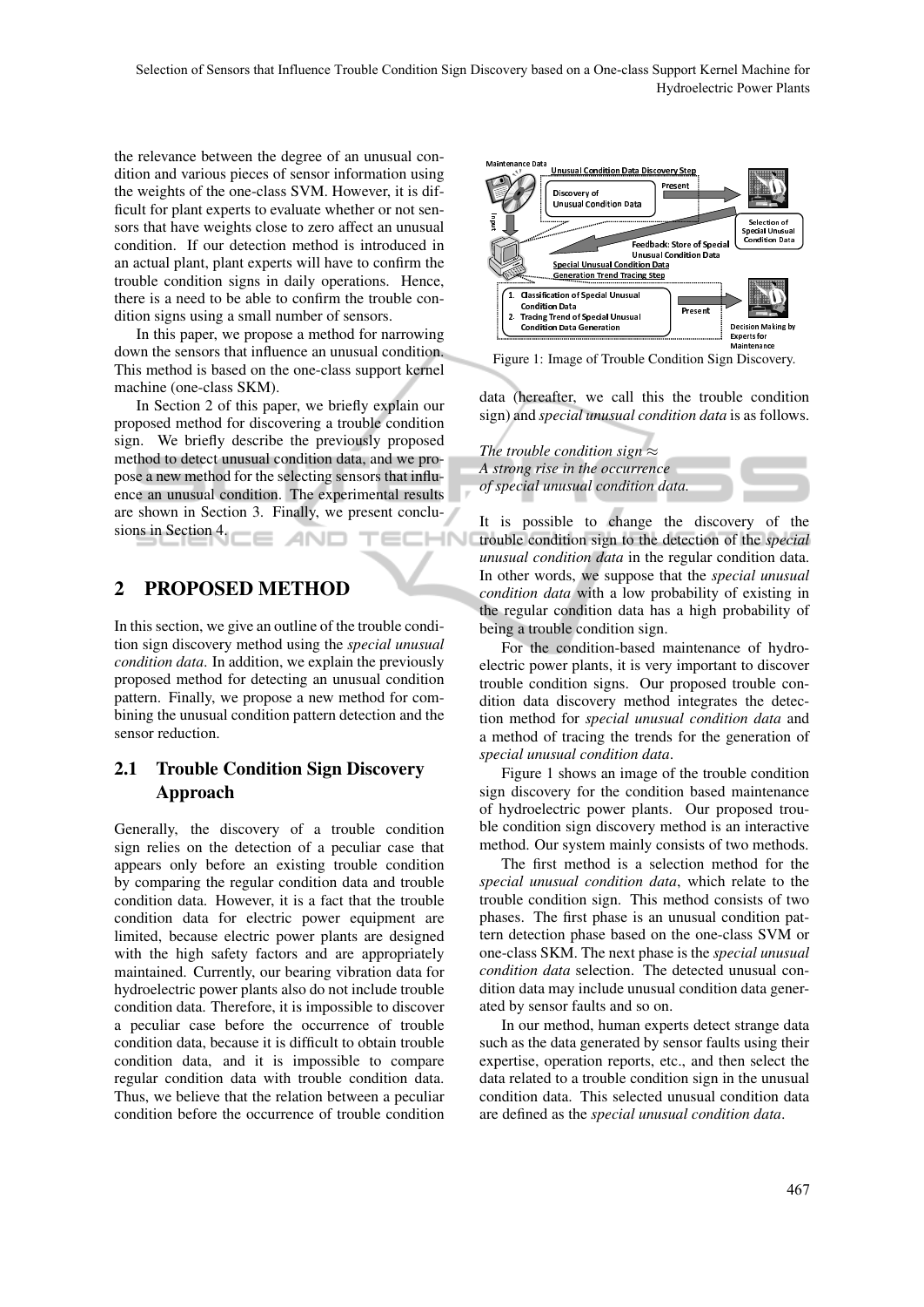the relevance between the degree of an unusual condition and various pieces of sensor information using the weights of the one-class SVM. However, it is difficult for plant experts to evaluate whether or not sensors that have weights close to zero affect an unusual condition. If our detection method is introduced in an actual plant, plant experts will have to confirm the trouble condition signs in daily operations. Hence, there is a need to be able to confirm the trouble condition signs using a small number of sensors.

In this paper, we propose a method for narrowing down the sensors that influence an unusual condition. This method is based on the one-class support kernel machine (one-class SKM).

In Section 2 of this paper, we briefly explain our proposed method for discovering a trouble condition sign. We briefly describe the previously proposed method to detect unusual condition data, and we propose a new method for the selecting sensors that influence an unusual condition. The experimental results are shown in Section 3. Finally, we present conclusions in Section 4.

## 2 PROPOSED METHOD

In this section, we give an outline of the trouble condition sign discovery method using the *special unusual condition data*. In addition, we explain the previously proposed method for detecting an unusual condition pattern. Finally, we propose a new method for combining the unusual condition pattern detection and the sensor reduction.

### 2.1 Trouble Condition Sign Discovery Approach

Generally, the discovery of a trouble condition sign relies on the detection of a peculiar case that appears only before an existing trouble condition by comparing the regular condition data and trouble condition data. However, it is a fact that the trouble condition data for electric power equipment are limited, because electric power plants are designed with the high safety factors and are appropriately maintained. Currently, our bearing vibration data for hydroelectric power plants also do not include trouble condition data. Therefore, it is impossible to discover a peculiar case before the occurrence of trouble condition data, because it is difficult to obtain trouble condition data, and it is impossible to compare regular condition data with trouble condition data. Thus, we believe that the relation between a peculiar condition before the occurrence of trouble condition data (hereafter, we call this the trouble condition sign) and *special unusual condition data* is as follows.

*The trouble condition sign* $\approx$
*A strong rise in the occurrence*
*of special unusual condition data.*

It is possible to change the discovery of the trouble condition sign to the detection of the *special unusual condition data* in the regular condition data. In other words, we suppose that the *special unusual condition data* with a low probability of existing in the regular condition data has a high probability of being a trouble condition sign.

For the condition-based maintenance of hydroelectric power plants, it is very important to discover trouble condition signs. Our proposed trouble condition data discovery method integrates the detection method for *special unusual condition data* and a method of tracing the trends for the generation of *special unusual condition data*.

Figure 1: Image of Trouble Condition Sign Discovery.

Figure 1 shows an image of the trouble condition sign discovery for the condition based maintenance of hydroelectric power plants. Our proposed trouble condition sign discovery method is an interactive method. Our system mainly consists of two methods.

The first method is a selection method for the *special unusual condition data*, which relate to the trouble condition sign. This method consists of two phases. The first phase is an unusual condition pattern detection phase based on the one-class SVM or one-class SKM. The next phase is the *special unusual condition data* selection. The detected unusual condition data may include unusual condition data generated by sensor faults and so on.

In our method, human experts detect strange data such as the data generated by sensor faults using their expertise, operation reports, etc., and then select the data related to a trouble condition sign in the unusual condition data. This selected unusual condition data are defined as the *special unusual condition data*.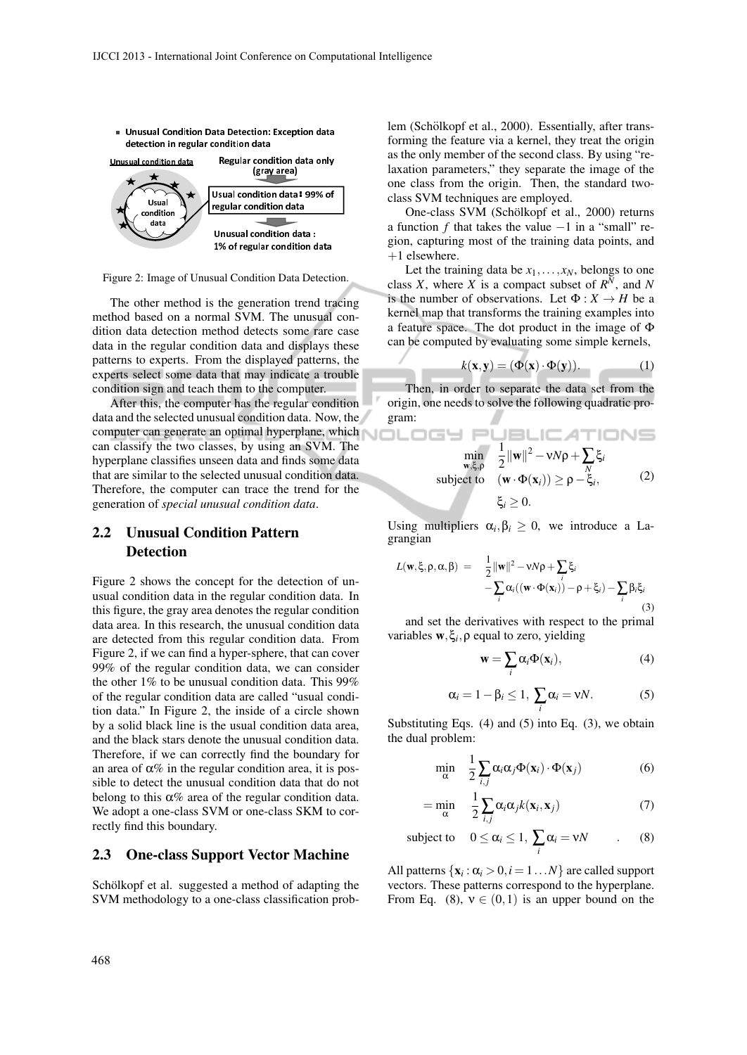- Unusual Condition Data Detection: Exception data detection in regular condition data

Unusual condition data — Regular condition data only (gray area)

Usual condition data — Usual condition data : 99% of regular condition data

Unusual condition data : 1% of regular condition data

Figure 2: Image of Unusual Condition Data Detection.

The other method is the generation trend tracing method based on a normal SVM. The unusual condition data detection method detects some rare case data in the regular condition data and displays these patterns to experts. From the displayed patterns, the experts select some data that may indicate a trouble condition sign and teach them to the computer.

After this, the computer has the regular condition data and the selected unusual condition data. Now, the computer can generate an optimal hyperplane, which can classify the two classes, by using an SVM. The hyperplane classifies unseen data and finds some data that are similar to the selected unusual condition data. Therefore, the computer can trace the trend for the generation of *special unusual condition data*.

## 2.2 Unusual Condition Pattern Detection

Figure 2 shows the concept for the detection of unusual condition data in the regular condition data. In this figure, the gray area denotes the regular condition data area. In this research, the unusual condition data are detected from this regular condition data. From Figure 2, if we can find a hyper-sphere, that can cover 99% of the regular condition data, we can consider the other 1% to be unusual condition data. This 99% of the regular condition data are called "usual condition data." In Figure 2, the inside of a circle shown by a solid black line is the usual condition data area, and the black stars denote the unusual condition data. Therefore, if we can correctly find the boundary for an area of $\alpha$% in the regular condition area, it is possible to detect the unusual condition data that do not belong to this $\alpha$% area of the regular condition data. We adopt a one-class SVM or one-class SKM to correctly find this boundary.

## 2.3 One-class Support Vector Machine

Schölkopf et al. suggested a method of adapting the SVM methodology to a one-class classification problem (Schölkopf et al., 2000). Essentially, after transforming the feature via a kernel, they treat the origin as the only member of the second class. By using "relaxation parameters," they separate the image of the one class from the origin. Then, the standard two-class SVM techniques are employed.

One-class SVM (Schölkopf et al., 2000) returns a function $f$ that takes the value $-1$ in a "small" region, capturing most of the training data points, and $+1$ elsewhere.

Let the training data be $x_1, \ldots, x_N$, belongs to one class $X$, where $X$ is a compact subset of $R^N$, and $N$ is the number of observations. Let $\Phi : X \to H$ be a kernel map that transforms the training examples into a feature space. The dot product in the image of $\Phi$ can be computed by evaluating some simple kernels,

$$k(\mathbf{x}, \mathbf{y}) = (\Phi(\mathbf{x}) \cdot \Phi(\mathbf{y})). \tag{1}$$

Then, in order to separate the data set from the origin, one needs to solve the following quadratic program:

$$\begin{aligned} \min_{\mathbf{w},\xi,\rho} \quad & \frac{1}{2}\|\mathbf{w}\|^2 - \nu N \rho + \sum_N \xi_i \\ \text{subject to} \quad & (\mathbf{w} \cdot \Phi(\mathbf{x}_i)) \geq \rho - \xi_i, \\ & \xi_i \geq 0. \end{aligned} \tag{2}$$

Using multipliers $\alpha_i, \beta_i \geq 0$, we introduce a Lagrangian

$$\begin{aligned} L(\mathbf{w}, \xi, \rho, \alpha, \beta) = \; & \frac{1}{2}\|\mathbf{w}\|^2 - \nu N \rho + \sum_i \xi_i \\ & - \sum_i \alpha_i ((\mathbf{w} \cdot \Phi(\mathbf{x}_i)) - \rho + \xi_i) - \sum_i \beta_i \xi_i \end{aligned} \tag{3}$$

and set the derivatives with respect to the primal variables $\mathbf{w}, \xi_i, \rho$ equal to zero, yielding

$$\mathbf{w} = \sum_i \alpha_i \Phi(\mathbf{x}_i), \tag{4}$$

$$\alpha_i = 1 - \beta_i \leq 1, \; \sum_i \alpha_i = \nu N. \tag{5}$$

Substituting Eqs. (4) and (5) into Eq. (3), we obtain the dual problem:

$$\min_{\alpha} \quad \frac{1}{2}\sum_{i,j} \alpha_i \alpha_j \Phi(\mathbf{x}_i) \cdot \Phi(\mathbf{x}_j) \tag{6}$$

$$= \min_{\alpha} \quad \frac{1}{2}\sum_{i,j} \alpha_i \alpha_j k(\mathbf{x}_i, \mathbf{x}_j) \tag{7}$$

$$\text{subject to} \quad 0 \leq \alpha_i \leq 1, \; \sum_i \alpha_i = \nu N \quad . \tag{8}$$

All patterns $\{\mathbf{x}_i : \alpha_i > 0, i = 1 \ldots N\}$ are called support vectors. These patterns correspond to the hyperplane. From Eq. (8), $\nu \in (0, 1)$ is an upper bound on the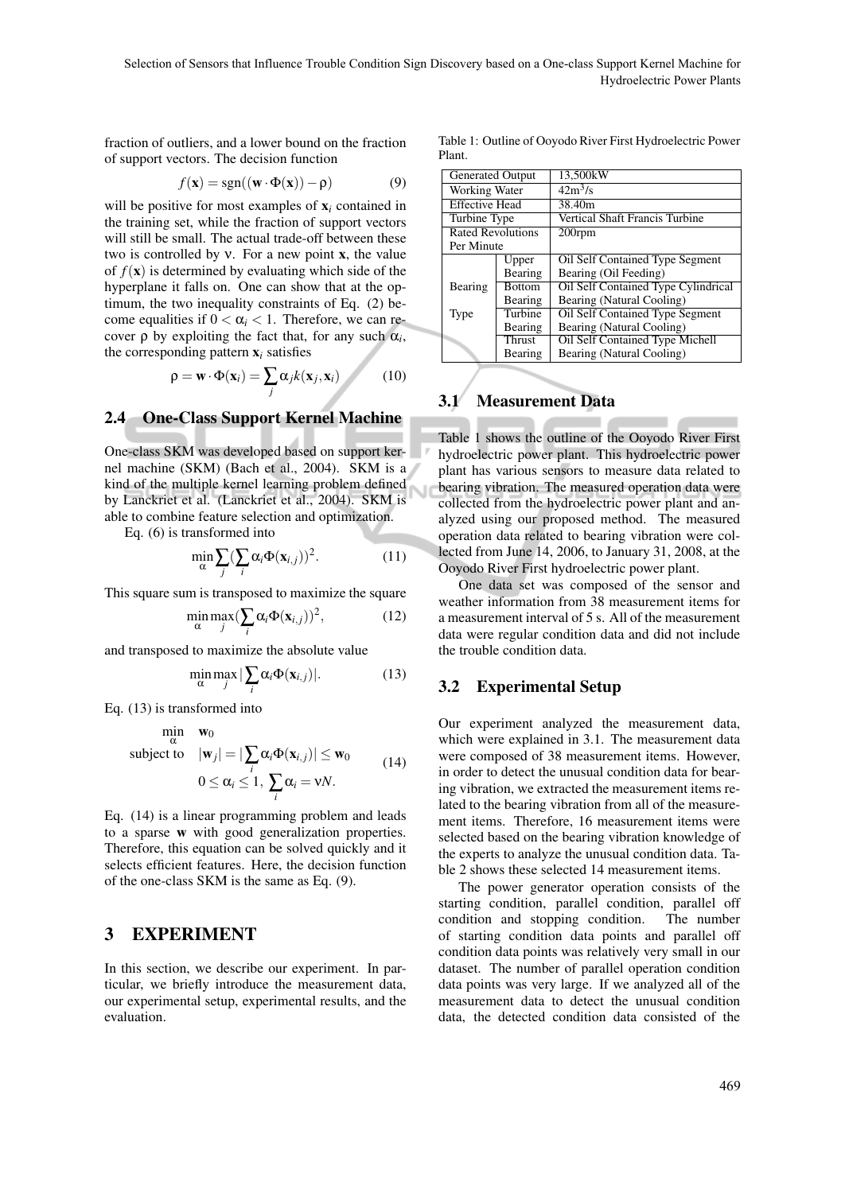fraction of outliers, and a lower bound on the fraction of support vectors. The decision function

$$f(\mathbf{x}) = \mathrm{sgn}((\mathbf{w} \cdot \Phi(\mathbf{x})) - \rho) \tag{9}$$

will be positive for most examples of $\mathbf{x}_i$ contained in the training set, while the fraction of support vectors will still be small. The actual trade-off between these two is controlled by $\nu$. For a new point $\mathbf{x}$, the value of $f(\mathbf{x})$ is determined by evaluating which side of the hyperplane it falls on. One can show that at the optimum, the two inequality constraints of Eq. (2) become equalities if $0 < \alpha_i < 1$. Therefore, we can recover $\rho$ by exploiting the fact that, for any such $\alpha_i$, the corresponding pattern $\mathbf{x}_i$ satisfies

$$\rho = \mathbf{w} \cdot \Phi(\mathbf{x}_i) = \sum_j \alpha_j k(\mathbf{x}_j, \mathbf{x}_i) \tag{10}$$

## 2.4 One-Class Support Kernel Machine

One-class SKM was developed based on support kernel machine (SKM) (Bach et al., 2004). SKM is a kind of the multiple kernel learning problem defined by Lanckriet et al. (Lanckriet et al., 2004). SKM is able to combine feature selection and optimization.

Eq. (6) is transformed into

$$\min_{\alpha} \sum_j \left(\sum_i \alpha_i \Phi(\mathbf{x}_{i,j})\right)^2. \tag{11}$$

This square sum is transposed to maximize the square

$$\min_{\alpha} \max_j \left(\sum_i \alpha_i \Phi(\mathbf{x}_{i,j})\right)^2, \tag{12}$$

and transposed to maximize the absolute value

$$\min_{\alpha} \max_j \left|\sum_i \alpha_i \Phi(\mathbf{x}_{i,j})\right|. \tag{13}$$

Eq. (13) is transformed into

$$\begin{aligned} \min_{\alpha} \quad & \mathbf{w}_0 \\ \text{subject to} \quad & |\mathbf{w}_j| = \left|\sum_i \alpha_i \Phi(\mathbf{x}_{i,j})\right| \leq \mathbf{w}_0 \\ & 0 \leq \alpha_i \leq 1, \ \sum_i \alpha_i = \nu N. \end{aligned} \tag{14}$$

Eq. (14) is a linear programming problem and leads to a sparse $\mathbf{w}$ with good generalization properties. Therefore, this equation can be solved quickly and it selects efficient features. Here, the decision function of the one-class SKM is the same as Eq. (9).

# 3 EXPERIMENT

In this section, we describe our experiment. In particular, we briefly introduce the measurement data, our experimental setup, experimental results, and the evaluation.

Table 1: Outline of Ooyodo River First Hydroelectric Power Plant.

| | | |
|---|---|---|
| Generated Output | | 13,500kW |
| Working Water | | $42\mathrm{m}^3/\mathrm{s}$ |
| Effective Head | | 38.40m |
| Turbine Type | | Vertical Shaft Francis Turbine |
| Rated Revolutions Per Minute | | 200rpm |
| Bearing Type | Upper Bearing | Oil Self Contained Type Segment Bearing (Oil Feeding) |
| | Bottom Bearing | Oil Self Contained Type Cylindrical Bearing (Natural Cooling) |
| | Turbine Bearing | Oil Self Contained Type Segment Bearing (Natural Cooling) |
| | Thrust Bearing | Oil Self Contained Type Michell Bearing (Natural Cooling) |

## 3.1 Measurement Data

Table 1 shows the outline of the Ooyodo River First hydroelectric power plant. This hydroelectric power plant has various sensors to measure data related to bearing vibration. The measured operation data were collected from the hydroelectric power plant and analyzed using our proposed method. The measured operation data related to bearing vibration were collected from June 14, 2006, to January 31, 2008, at the Ooyodo River First hydroelectric power plant.

One data set was composed of the sensor and weather information from 38 measurement items for a measurement interval of 5 s. All of the measurement data were regular condition data and did not include the trouble condition data.

## 3.2 Experimental Setup

Our experiment analyzed the measurement data, which were explained in 3.1. The measurement data were composed of 38 measurement items. However, in order to detect the unusual condition data for bearing vibration, we extracted the measurement items related to the bearing vibration from all of the measurement items. Therefore, 16 measurement items were selected based on the bearing vibration knowledge of the experts to analyze the unusual condition data. Table 2 shows these selected 14 measurement items.

The power generator operation consists of the starting condition, parallel condition, parallel off condition and stopping condition. The number of starting condition data points and parallel off condition data points was relatively very small in our dataset. The number of parallel operation condition data points was very large. If we analyzed all of the measurement data to detect the unusual condition data, the detected condition data consisted of the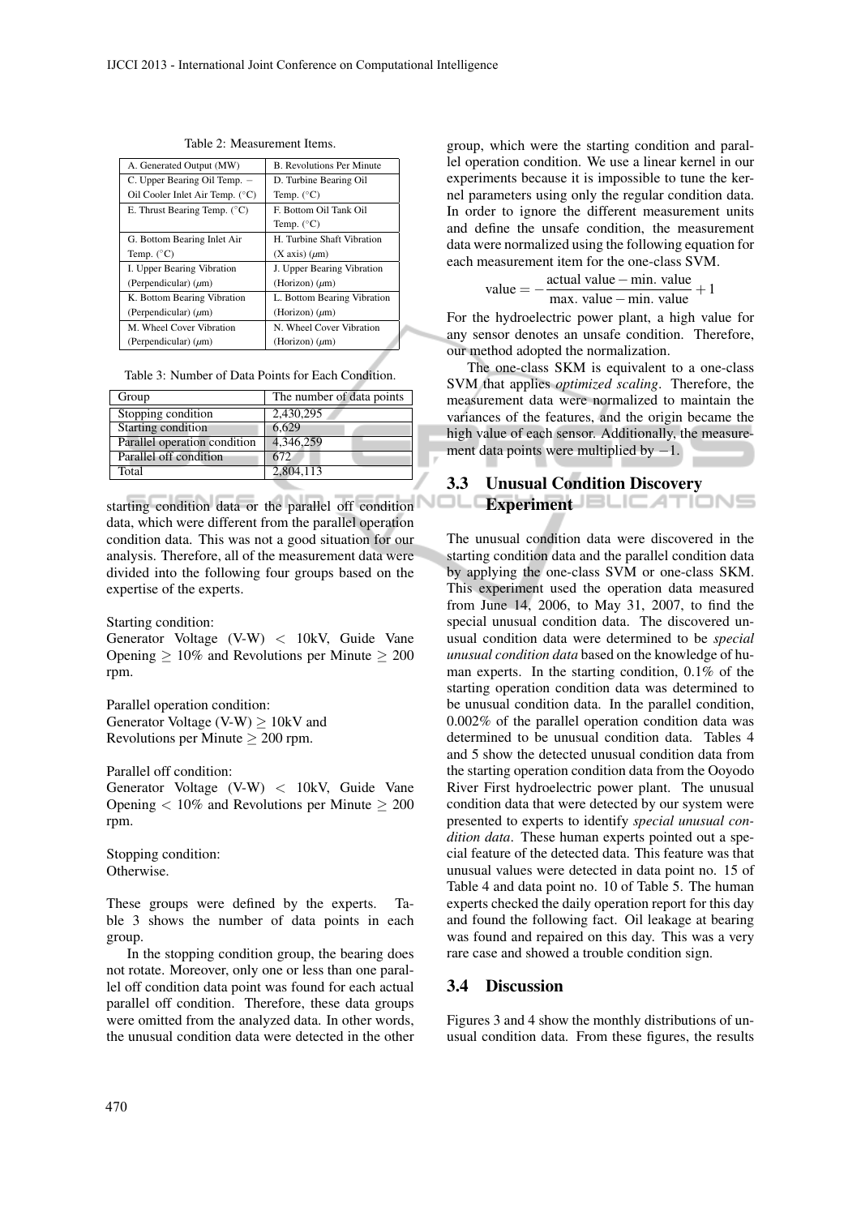Table 2: Measurement Items.

| | |
|---|---|
| A. Generated Output (MW) | B. Revolutions Per Minute |
| C. Upper Bearing Oil Temp. − Oil Cooler Inlet Air Temp. (°C) | D. Turbine Bearing Oil Temp. (°C) |
| E. Thrust Bearing Temp. (°C) | F. Bottom Oil Tank Oil Temp. (°C) |
| G. Bottom Bearing Inlet Air Temp. (°C) | H. Turbine Shaft Vibration (X axis) ($\mu$m) |
| I. Upper Bearing Vibration (Perpendicular) ($\mu$m) | J. Upper Bearing Vibration (Horizon) ($\mu$m) |
| K. Bottom Bearing Vibration (Perpendicular) ($\mu$m) | L. Bottom Bearing Vibration (Horizon) ($\mu$m) |
| M. Wheel Cover Vibration (Perpendicular) ($\mu$m) | N. Wheel Cover Vibration (Horizon) ($\mu$m) |

Table 3: Number of Data Points for Each Condition.

| Group | The number of data points |
|---|---|
| Stopping condition | 2,430,295 |
| Starting condition | 6,629 |
| Parallel operation condition | 4,346,259 |
| Parallel off condition | 672 |
| Total | 2,804,113 |

starting condition data or the parallel off condition data, which were different from the parallel operation condition data. This was not a good situation for our analysis. Therefore, all of the measurement data were divided into the following four groups based on the expertise of the experts.

Starting condition:
Generator Voltage (V-W) $<$ 10kV, Guide Vane Opening $\geq$ 10% and Revolutions per Minute $\geq$ 200 rpm.

Parallel operation condition:
Generator Voltage (V-W) $\geq$ 10kV and
Revolutions per Minute $\geq$ 200 rpm.

Parallel off condition:
Generator Voltage (V-W) $<$ 10kV, Guide Vane Opening $<$ 10% and Revolutions per Minute $\geq$ 200 rpm.

Stopping condition:
Otherwise.

These groups were defined by the experts. Table 3 shows the number of data points in each group.

In the stopping condition group, the bearing does not rotate. Moreover, only one or less than one parallel off condition data point was found for each actual parallel off condition. Therefore, these data groups were omitted from the analyzed data. In other words, the unusual condition data were detected in the other group, which were the starting condition and parallel operation condition. We use a linear kernel in our experiments because it is impossible to tune the kernel parameters using only the regular condition data. In order to ignore the different measurement units and define the unsafe condition, the measurement data were normalized using the following equation for each measurement item for the one-class SVM.

$$\text{value} = -\frac{\text{actual value} - \text{min. value}}{\text{max. value} - \text{min. value}} + 1$$

For the hydroelectric power plant, a high value for any sensor denotes an unsafe condition. Therefore, our method adopted the normalization.

The one-class SKM is equivalent to a one-class SVM that applies *optimized scaling*. Therefore, the measurement data were normalized to maintain the variances of the features, and the origin became the high value of each sensor. Additionally, the measurement data points were multiplied by $-1$.

### 3.3 Unusual Condition Discovery Experiment

The unusual condition data were discovered in the starting condition data and the parallel condition data by applying the one-class SVM or one-class SKM. This experiment used the operation data measured from June 14, 2006, to May 31, 2007, to find the special unusual condition data. The discovered unusual condition data were determined to be *special unusual condition data* based on the knowledge of human experts. In the starting condition, 0.1% of the starting operation condition data was determined to be unusual condition data. In the parallel condition, 0.002% of the parallel operation condition data was determined to be unusual condition data. Tables 4 and 5 show the detected unusual condition data from the starting operation condition data from the Ooyodo River First hydroelectric power plant. The unusual condition data that were detected by our system were presented to experts to identify *special unusual condition data*. These human experts pointed out a special feature of the detected data. This feature was that unusual values were detected in data point no. 15 of Table 4 and data point no. 10 of Table 5. The human experts checked the daily operation report for this day and found the following fact. Oil leakage at bearing was found and repaired on this day. This was a very rare case and showed a trouble condition sign.

### 3.4 Discussion

Figures 3 and 4 show the monthly distributions of unusual condition data. From these figures, the results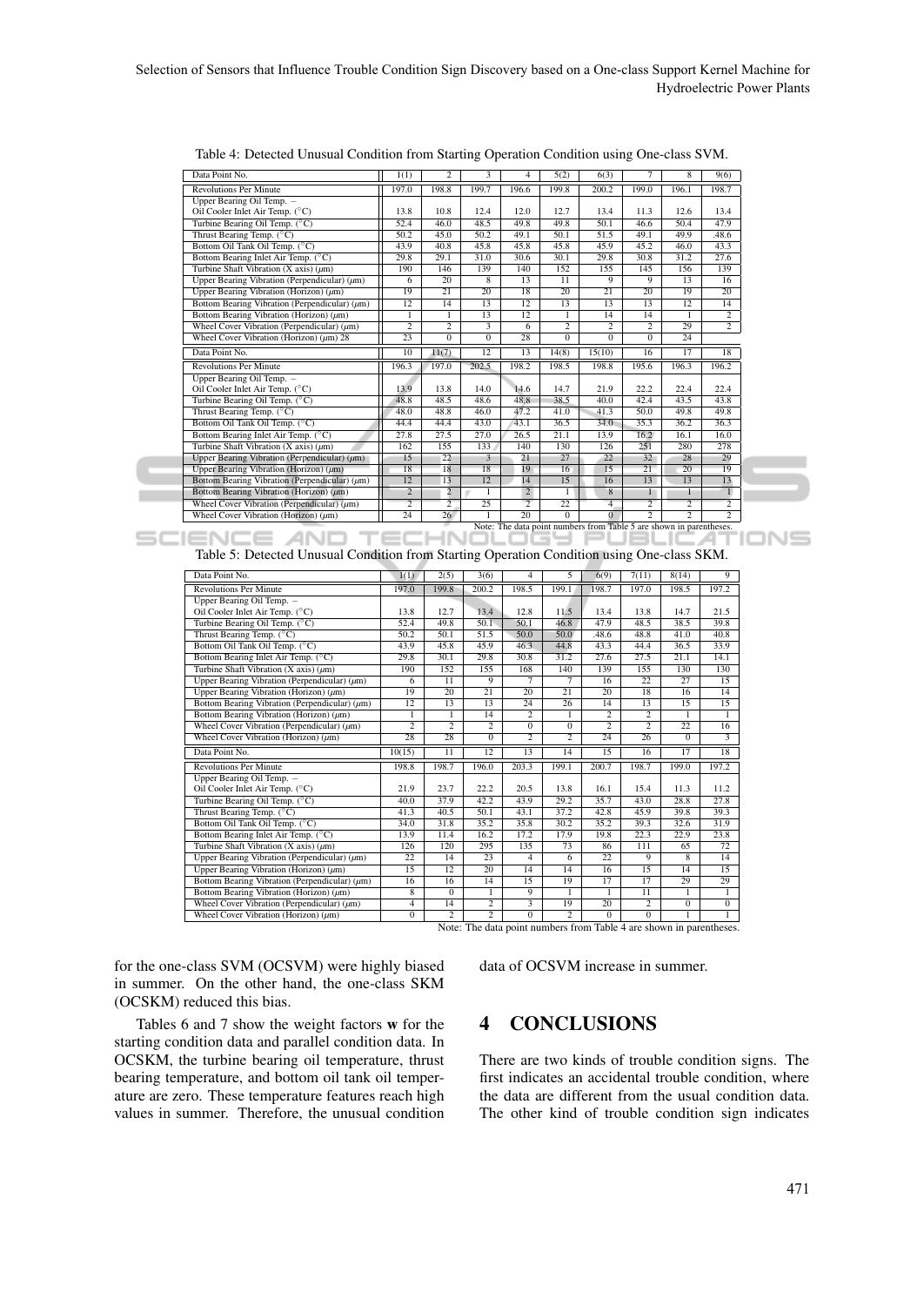Table 4: Detected Unusual Condition from Starting Operation Condition using One-class SVM.

| Data Point No. | 1(1) | 2 | 3 | 4 | 5(2) | 6(3) | 7 | 8 | 9(6) |
|---|---|---|---|---|---|---|---|---|---|
| Revolutions Per Minute | 197.0 | 198.8 | 199.7 | 196.6 | 199.8 | 200.2 | 199.0 | 196.1 | 198.7 |
| Upper Bearing Oil Temp. – Oil Cooler Inlet Air Temp. (°C) | 13.8 | 10.8 | 12.4 | 12.0 | 12.7 | 13.4 | 11.3 | 12.6 | 13.4 |
| Turbine Bearing Oil Temp. (°C) | 52.4 | 46.0 | 48.5 | 49.8 | 49.8 | 50.1 | 46.6 | 50.4 | 47.9 |
| Thrust Bearing Temp. (°C) | 50.2 | 45.0 | 50.2 | 49.1 | 50.1 | 51.5 | 49.1 | 49.9 | .48.6 |
| Bottom Oil Tank Oil Temp. (°C) | 43.9 | 40.8 | 45.8 | 45.8 | 45.8 | 45.9 | 45.2 | 46.0 | 43.3 |
| Bottom Bearing Inlet Air Temp. (°C) | 29.8 | 29.1 | 31.0 | 30.6 | 30.1 | 29.8 | 30.8 | 31.2 | 27.6 |
| Turbine Shaft Vibration (X axis) ($\mu$m) | 190 | 146 | 139 | 140 | 152 | 155 | 145 | 156 | 139 |
| Upper Bearing Vibration (Perpendicular) ($\mu$m) | 6 | 20 | 8 | 13 | 11 | 9 | 9 | 13 | 16 |
| Upper Bearing Vibration (Horizon) ($\mu$m) | 19 | 21 | 20 | 18 | 20 | 21 | 20 | 19 | 20 |
| Bottom Bearing Vibration (Perpendicular) ($\mu$m) | 12 | 14 | 13 | 12 | 13 | 13 | 13 | 12 | 14 |
| Bottom Bearing Vibration (Horizon) ($\mu$m) | 1 | 1 | 13 | 12 | 1 | 14 | 14 | 1 | 2 |
| Wheel Cover Vibration (Perpendicular) ($\mu$m) | 2 | 2 | 3 | 6 | 2 | 2 | 2 | 29 | 2 |
| Wheel Cover Vibration (Horizon) ($\mu$m) 28 | 23 | 0 | 0 | 28 | 0 | 0 | 0 | 24 | |
| **Data Point No.** | **10** | **11(7)** | **12** | **13** | **14(8)** | **15(10)** | **16** | **17** | **18** |
| Revolutions Per Minute | 196.3 | 197.0 | 202.5 | 198.2 | 198.5 | 198.8 | 195.6 | 196.3 | 196.2 |
| Upper Bearing Oil Temp. – Oil Cooler Inlet Air Temp. (°C) | 13.9 | 13.8 | 14.0 | 14.6 | 14.7 | 21.9 | 22.2 | 22.4 | 22.4 |
| Turbine Bearing Oil Temp. (°C) | 48.8 | 48.5 | 48.6 | 48.8 | 38.5 | 40.0 | 42.4 | 43.5 | 43.8 |
| Thrust Bearing Temp. (°C) | 48.0 | 48.8 | 46.0 | 47.2 | 41.0 | 41.3 | 50.0 | 49.8 | 49.8 |
| Bottom Oil Tank Oil Temp. (°C) | 44.4 | 44.4 | 43.0 | 43.1 | 36.5 | 34.0 | 35.3 | 36.2 | 36.3 |
| Bottom Bearing Inlet Air Temp. (°C) | 27.8 | 27.5 | 27.0 | 26.5 | 21.1 | 13.9 | 16.2 | 16.1 | 16.0 |
| Turbine Shaft Vibration (X axis) ($\mu$m) | 162 | 155 | 133 | 140 | 130 | 126 | 251 | 280 | 278 |
| Upper Bearing Vibration (Perpendicular) ($\mu$m) | 15 | 22 | 3 | 21 | 27 | 22 | 32 | 28 | 29 |
| Upper Bearing Vibration (Horizon) ($\mu$m) | 18 | 18 | 18 | 19 | 16 | 15 | 21 | 20 | 19 |
| Bottom Bearing Vibration (Perpendicular) ($\mu$m) | 12 | 13 | 12 | 14 | 15 | 16 | 13 | 13 | 13 |
| Bottom Bearing Vibration (Horizon) ($\mu$m) | 2 | 2 | 1 | 2 | 1 | 8 | 1 | 1 | 1 |
| Wheel Cover Vibration (Perpendicular) ($\mu$m) | 2 | 2 | 25 | 2 | 22 | 4 | 2 | 2 | 2 |
| Wheel Cover Vibration (Horizon) ($\mu$m) | 24 | 26 | 1 | 20 | 0 | 0 | 2 | 2 | 2 |

Note: The data point numbers from Table 5 are shown in parentheses.

Table 5: Detected Unusual Condition from Starting Operation Condition using One-class SKM.

| Data Point No. | 1(1) | 2(5) | 3(6) | 4 | 5 | 6(9) | 7(11) | 8(14) | 9 |
|---|---|---|---|---|---|---|---|---|---|
| Revolutions Per Minute | 197.0 | 199.8 | 200.2 | 198.5 | 199.1 | 198.7 | 197.0 | 198.5 | 197.2 |
| Upper Bearing Oil Temp. – Oil Cooler Inlet Air Temp. (°C) | 13.8 | 12.7 | 13.4 | 12.8 | 11.5 | 13.4 | 13.8 | 14.7 | 21.5 |
| Turbine Bearing Oil Temp. (°C) | 52.4 | 49.8 | 50.1 | 50.1 | 46.8 | 47.9 | 48.5 | 38.5 | 39.8 |
| Thrust Bearing Temp. (°C) | 50.2 | 50.1 | 51.5 | 50.0 | 50.0 | .48.6 | 48.8 | 41.0 | 40.8 |
| Bottom Oil Tank Oil Temp. (°C) | 43.9 | 45.8 | 45.9 | 46.3 | 44.8 | 43.3 | 44.4 | 36.5 | 33.9 |
| Bottom Bearing Inlet Air Temp. (°C) | 29.8 | 30.1 | 29.8 | 30.8 | 31.2 | 27.6 | 27.5 | 21.1 | 14.1 |
| Turbine Shaft Vibration (X axis) ($\mu$m) | 190 | 152 | 155 | 168 | 140 | 139 | 155 | 130 | 130 |
| Upper Bearing Vibration (Perpendicular) ($\mu$m) | 6 | 11 | 9 | 7 | 7 | 16 | 22 | 27 | 15 |
| Upper Bearing Vibration (Horizon) ($\mu$m) | 19 | 20 | 21 | 20 | 21 | 20 | 18 | 16 | 14 |
| Bottom Bearing Vibration (Perpendicular) ($\mu$m) | 12 | 13 | 13 | 24 | 26 | 14 | 13 | 15 | 15 |
| Bottom Bearing Vibration (Horizon) ($\mu$m) | 1 | 1 | 14 | 2 | 1 | 2 | 2 | 1 | 1 |
| Wheel Cover Vibration (Perpendicular) ($\mu$m) | 2 | 2 | 2 | 0 | 0 | 2 | 2 | 22 | 16 |
| Wheel Cover Vibration (Horizon) ($\mu$m) | 28 | 28 | 0 | 2 | 2 | 24 | 26 | 0 | 3 |
| **Data Point No.** | **10(15)** | **11** | **12** | **13** | **14** | **15** | **16** | **17** | **18** |
| Revolutions Per Minute | 198.8 | 198.7 | 196.0 | 203.3 | 199.1 | 200.7 | 198.7 | 199.0 | 197.2 |
| Upper Bearing Oil Temp. – Oil Cooler Inlet Air Temp. (°C) | 21.9 | 23.7 | 22.2 | 20.5 | 13.8 | 16.1 | 15.4 | 11.3 | 11.2 |
| Turbine Bearing Oil Temp. (°C) | 40.0 | 37.9 | 42.2 | 43.9 | 29.2 | 35.7 | 43.0 | 28.8 | 27.8 |
| Thrust Bearing Temp. (°C) | 41.3 | 40.5 | 50.1 | 43.1 | 37.2 | 42.8 | 45.9 | 39.8 | 39.3 |
| Bottom Oil Tank Oil Temp. (°C) | 34.0 | 31.8 | 35.2 | 35.8 | 30.2 | 35.2 | 39.3 | 32.6 | 31.9 |
| Bottom Bearing Inlet Air Temp. (°C) | 13.9 | 11.4 | 16.2 | 17.2 | 17.9 | 19.8 | 22.3 | 22.9 | 23.8 |
| Turbine Shaft Vibration (X axis) ($\mu$m) | 126 | 120 | 295 | 135 | 73 | 86 | 111 | 65 | 72 |
| Upper Bearing Vibration (Perpendicular) ($\mu$m) | 22 | 14 | 23 | 4 | 6 | 22 | 9 | 8 | 14 |
| Upper Bearing Vibration (Horizon) ($\mu$m) | 15 | 12 | 20 | 14 | 14 | 16 | 15 | 14 | 15 |
| Bottom Bearing Vibration (Perpendicular) ($\mu$m) | 16 | 16 | 14 | 15 | 19 | 17 | 17 | 29 | 29 |
| Bottom Bearing Vibration (Horizon) ($\mu$m) | 8 | 0 | 1 | 9 | 1 | 1 | 11 | 1 | 1 |
| Wheel Cover Vibration (Perpendicular) ($\mu$m) | 4 | 14 | 2 | 3 | 19 | 20 | 2 | 0 | 0 |
| Wheel Cover Vibration (Horizon) ($\mu$m) | 0 | 2 | 2 | 0 | 2 | 0 | 0 | 1 | 1 |

Note: The data point numbers from Table 4 are shown in parentheses.

for the one-class SVM (OCSVM) were highly biased in summer. On the other hand, the one-class SKM (OCSKM) reduced this bias.

Tables 6 and 7 show the weight factors **w** for the starting condition data and parallel condition data. In OCSKM, the turbine bearing oil temperature, thrust bearing temperature, and bottom oil tank oil temperature are zero. These temperature features reach high values in summer. Therefore, the unusual condition data of OCSVM increase in summer.

## 4 CONCLUSIONS

There are two kinds of trouble condition signs. The first indicates an accidental trouble condition, where the data are different from the usual condition data. The other kind of trouble condition sign indicates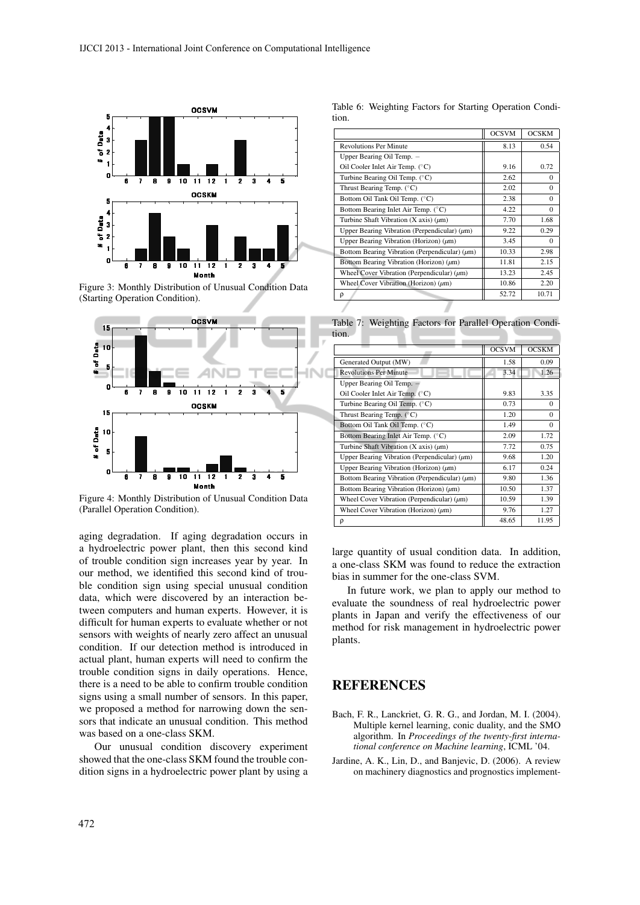Figure 3: Monthly Distribution of Unusual Condition Data (Starting Operation Condition).

Figure 4: Monthly Distribution of Unusual Condition Data (Parallel Operation Condition).

aging degradation. If aging degradation occurs in a hydroelectric power plant, then this second kind of trouble condition sign increases year by year. In our method, we identified this second kind of trouble condition sign using special unusual condition data, which were discovered by an interaction between computers and human experts. However, it is difficult for human experts to evaluate whether or not sensors with weights of nearly zero affect an unusual condition. If our detection method is introduced in actual plant, human experts will need to confirm the trouble condition signs in daily operations. Hence, there is a need to be able to confirm trouble condition signs using a small number of sensors. In this paper, we proposed a method for narrowing down the sensors that indicate an unusual condition. This method was based on a one-class SKM.

Our unusual condition discovery experiment showed that the one-class SKM found the trouble condition signs in a hydroelectric power plant by using a large quantity of usual condition data. In addition, a one-class SKM was found to reduce the extraction bias in summer for the one-class SVM.

In future work, we plan to apply our method to evaluate the soundness of real hydroelectric power plants in Japan and verify the effectiveness of our method for risk management in hydroelectric power plants.

Table 6: Weighting Factors for Starting Operation Condition.

| | OCSVM | OCSKM |
|---|---|---|
| Revolutions Per Minute | 8.13 | 0.54 |
| Upper Bearing Oil Temp. – Oil Cooler Inlet Air Temp. (°C) | 9.16 | 0.72 |
| Turbine Bearing Oil Temp. (°C) | 2.62 | 0 |
| Thrust Bearing Temp. (°C) | 2.02 | 0 |
| Bottom Oil Tank Oil Temp. (°C) | 2.38 | 0 |
| Bottom Bearing Inlet Air Temp. (°C) | 4.22 | 0 |
| Turbine Shaft Vibration (X axis) ($\mu$m) | 7.70 | 1.68 |
| Upper Bearing Vibration (Perpendicular) ($\mu$m) | 9.22 | 0.29 |
| Upper Bearing Vibration (Horizon) ($\mu$m) | 3.45 | 0 |
| Bottom Bearing Vibration (Perpendicular) ($\mu$m) | 10.33 | 2.98 |
| Bottom Bearing Vibration (Horizon) ($\mu$m) | 11.81 | 2.15 |
| Wheel Cover Vibration (Perpendicular) ($\mu$m) | 13.23 | 2.45 |
| Wheel Cover Vibration (Horizon) ($\mu$m) | 10.86 | 2.20 |
| $\rho$ | 52.72 | 10.71 |

Table 7: Weighting Factors for Parallel Operation Condition.

| | OCSVM | OCSKM |
|---|---|---|
| Generated Output (MW) | 1.58 | 0.09 |
| Revolutions Per Minute | 3.34 | 1.26 |
| Upper Bearing Oil Temp. – Oil Cooler Inlet Air Temp. (°C) | 9.83 | 3.35 |
| Turbine Bearing Oil Temp. (°C) | 0.73 | 0 |
| Thrust Bearing Temp. (°C) | 1.20 | 0 |
| Bottom Oil Tank Oil Temp. (°C) | 1.49 | 0 |
| Bottom Bearing Inlet Air Temp. (°C) | 2.09 | 1.72 |
| Turbine Shaft Vibration (X axis) ($\mu$m) | 7.72 | 0.75 |
| Upper Bearing Vibration (Perpendicular) ($\mu$m) | 9.68 | 1.20 |
| Upper Bearing Vibration (Horizon) ($\mu$m) | 6.17 | 0.24 |
| Bottom Bearing Vibration (Perpendicular) ($\mu$m) | 9.80 | 1.36 |
| Bottom Bearing Vibration (Horizon) ($\mu$m) | 10.50 | 1.37 |
| Wheel Cover Vibration (Perpendicular) ($\mu$m) | 10.59 | 1.39 |
| Wheel Cover Vibration (Horizon) ($\mu$m) | 9.76 | 1.27 |
| $\rho$ | 48.65 | 11.95 |

## REFERENCES

Bach, F. R., Lanckriet, G. R. G., and Jordan, M. I. (2004). Multiple kernel learning, conic duality, and the SMO algorithm. In *Proceedings of the twenty-first international conference on Machine learning*, ICML '04.

Jardine, A. K., Lin, D., and Banjevic, D. (2006). A review on machinery diagnostics and prognostics implement-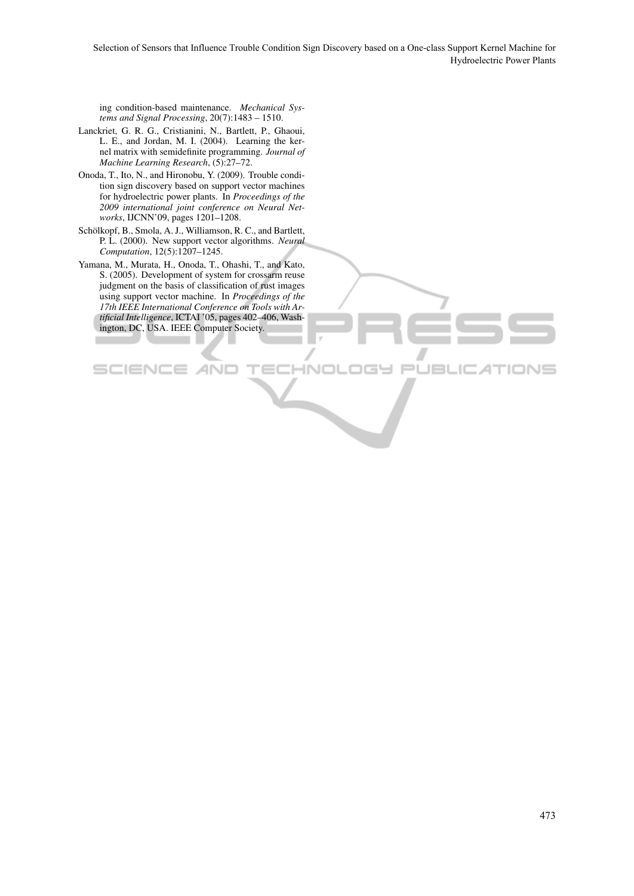ing condition-based maintenance. *Mechanical Systems and Signal Processing*, 20(7):1483 – 1510.

Lanckriet, G. R. G., Cristianini, N., Bartlett, P., Ghaoui, L. E., and Jordan, M. I. (2004). Learning the kernel matrix with semidefinite programming. *Journal of Machine Learning Research*, (5):27–72.

Onoda, T., Ito, N., and Hironobu, Y. (2009). Trouble condition sign discovery based on support vector machines for hydroelectric power plants. In *Proceedings of the 2009 international joint conference on Neural Networks*, IJCNN'09, pages 1201–1208.

Schölkopf, B., Smola, A. J., Williamson, R. C., and Bartlett, P. L. (2000). New support vector algorithms. *Neural Computation*, 12(5):1207–1245.

Yamana, M., Murata, H., Onoda, T., Ohashi, T., and Kato, S. (2005). Development of system for crossarm reuse judgment on the basis of classification of rust images using support vector machine. In *Proceedings of the 17th IEEE International Conference on Tools with Artificial Intelligence*, ICTAI '05, pages 402–406, Washington, DC, USA. IEEE Computer Society.